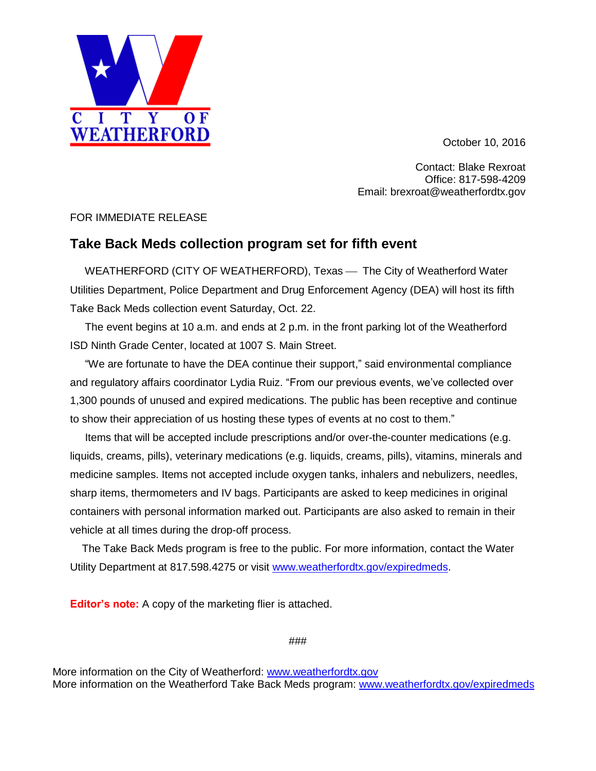CITY OF WEATHERFORD

October 10, 2016

Contact: Blake Rexroat
Office: 817-598-4209
Email: brexroat@weatherfordtx.gov

FOR IMMEDIATE RELEASE

## Take Back Meds collection program set for fifth event

WEATHERFORD (CITY OF WEATHERFORD), Texas — The City of Weatherford Water Utilities Department, Police Department and Drug Enforcement Agency (DEA) will host its fifth Take Back Meds collection event Saturday, Oct. 22.

The event begins at 10 a.m. and ends at 2 p.m. in the front parking lot of the Weatherford ISD Ninth Grade Center, located at 1007 S. Main Street.

"We are fortunate to have the DEA continue their support," said environmental compliance and regulatory affairs coordinator Lydia Ruiz. "From our previous events, we've collected over 1,300 pounds of unused and expired medications. The public has been receptive and continue to show their appreciation of us hosting these types of events at no cost to them."

Items that will be accepted include prescriptions and/or over-the-counter medications (e.g. liquids, creams, pills), veterinary medications (e.g. liquids, creams, pills), vitamins, minerals and medicine samples. Items not accepted include oxygen tanks, inhalers and nebulizers, needles, sharp items, thermometers and IV bags. Participants are asked to keep medicines in original containers with personal information marked out. Participants are also asked to remain in their vehicle at all times during the drop-off process.

The Take Back Meds program is free to the public. For more information, contact the Water Utility Department at 817.598.4275 or visit [www.weatherfordtx.gov/expiredmeds](http://www.weatherfordtx.gov/expiredmeds).

**Editor's note:** A copy of the marketing flier is attached.

###

More information on the City of Weatherford: [www.weatherfordtx.gov](http://www.weatherfordtx.gov)
More information on the Weatherford Take Back Meds program: [www.weatherfordtx.gov/expiredmeds](http://www.weatherfordtx.gov/expiredmeds)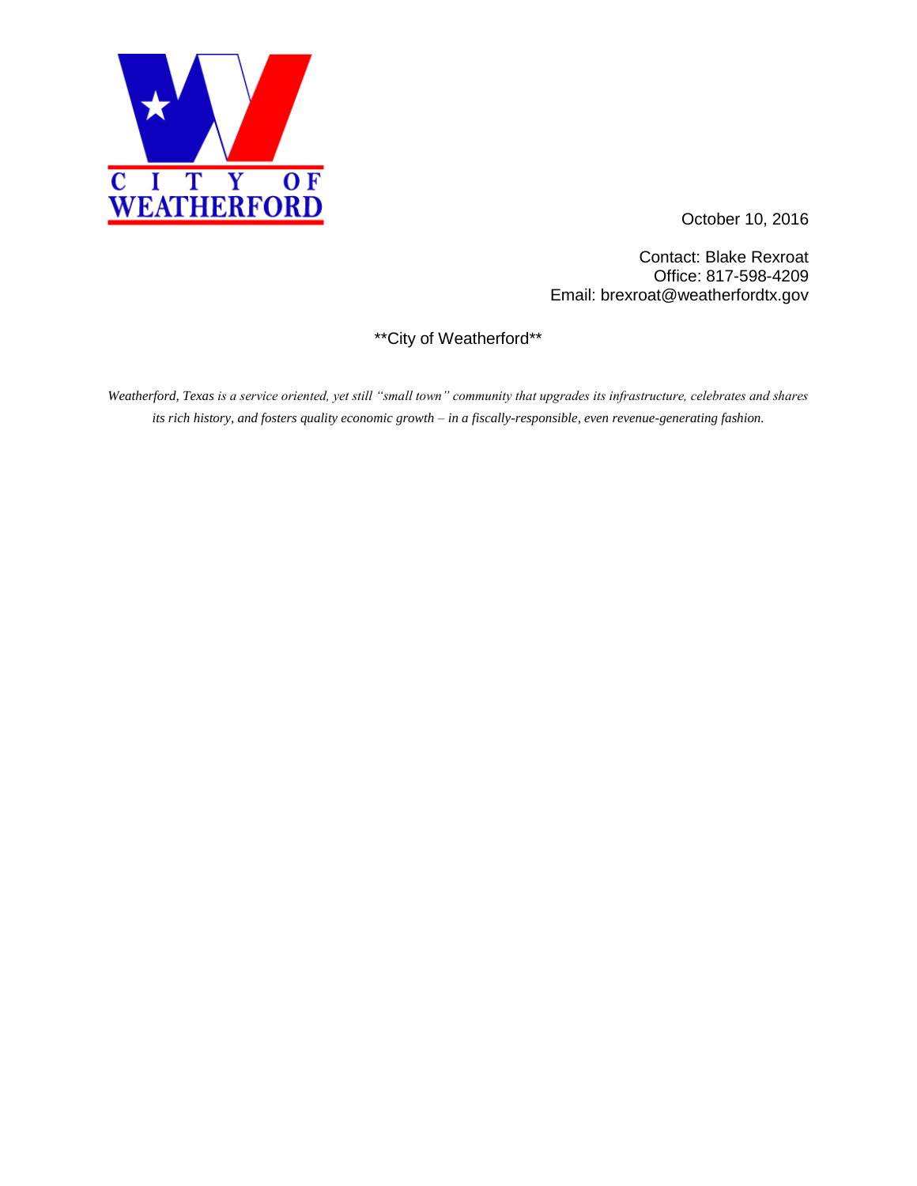CITY OF WEATHERFORD

October 10, 2016

Contact: Blake Rexroat
Office: 817-598-4209
Email: brexroat@weatherfordtx.gov

**City of Weatherford**

*Weatherford, Texas is a service oriented, yet still "small town" community that upgrades its infrastructure, celebrates and shares its rich history, and fosters quality economic growth – in a fiscally-responsible, even revenue-generating fashion.*